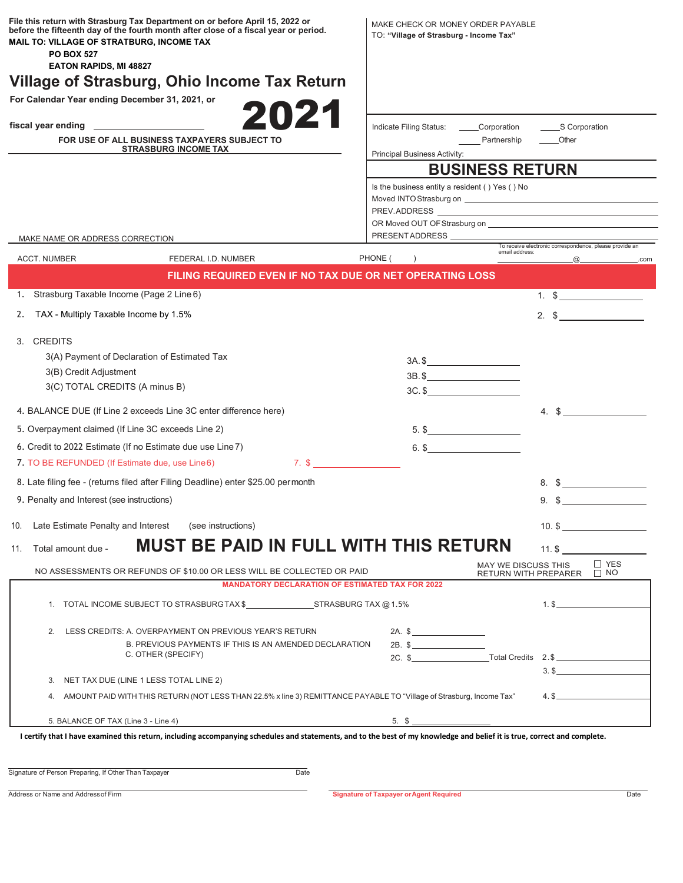File this return with Strasburg Tax Department on or before April 15, 2022 or before the fifteenth day of the fourth month after close of a fiscal year or period.

**MAIL TO: VILLAGE OF STRATBURG, INCOME TAX**
**PO BOX 527**
**EATON RAPIDS, MI 48827**

# Village of Strasburg, Ohio Income Tax Return

For Calendar Year ending December 31, 2021, or

# 2021

fiscal year ending ____________

**FOR USE OF ALL BUSINESS TAXPAYERS SUBJECT TO STRASBURG INCOME TAX**

MAKE CHECK OR MONEY ORDER PAYABLE
TO: **"Village of Strasburg - Income Tax"**

Indicate Filing Status: ____Corporation ____S Corporation ____Partnership ____Other

Principal Business Activity:

## BUSINESS RETURN

Is the business entity a resident ( ) Yes ( ) No
Moved INTO Strasburg on ____________
PREV. ADDRESS ____________
OR Moved OUT OF Strasburg on ____________
PRESENT ADDRESS ____________

MAKE NAME OR ADDRESS CORRECTION

To receive electronic correspondence, please provide an email address: ____________@____________.com

ACCT. NUMBER | FEDERAL I.D. NUMBER | PHONE ( )

**FILING REQUIRED EVEN IF NO TAX DUE OR NET OPERATING LOSS**

1. Strasburg Taxable Income (Page 2 Line 6) — 1. $ ____________
2. TAX - Multiply Taxable Income by 1.5% — 2. $ ____________
3. CREDITS
   - 3(A) Payment of Declaration of Estimated Tax — 3A. $ ____________
   - 3(B) Credit Adjustment — 3B. $ ____________
   - 3(C) TOTAL CREDITS (A minus B) — 3C. $ ____________
4. BALANCE DUE (If Line 2 exceeds Line 3C enter difference here) — 4. $ ____________
5. Overpayment claimed (If Line 3C exceeds Line 2) — 5. $ ____________
6. Credit to 2022 Estimate (If no Estimate due use Line 7) — 6. $ ____________
7. TO BE REFUNDED (If Estimate due, use Line 6) — 7. $ ____________
8. Late filing fee - (returns filed after Filing Deadline) enter $25.00 per month — 8. $ ____________
9. Penalty and Interest (see instructions) — 9. $ ____________
10. Late Estimate Penalty and Interest (see instructions) — 10. $ ____________
11. Total amount due - **MUST BE PAID IN FULL WITH THIS RETURN** — 11. $ ____________

NO ASSESSMENTS OR REFUNDS OF $10.00 OR LESS WILL BE COLLECTED OR PAID

MAY WE DISCUSS THIS RETURN WITH PREPARER ☐ YES ☐ NO

**MANDATORY DECLARATION OF ESTIMATED TAX FOR 2022**

1. TOTAL INCOME SUBJECT TO STRASBURG TAX $____________ STRASBURG TAX @ 1.5% — 1. $ ____________
2. LESS CREDITS: A. OVERPAYMENT ON PREVIOUS YEAR'S RETURN — 2A. $ ____________
   B. PREVIOUS PAYMENTS IF THIS IS AN AMENDED DECLARATION — 2B. $ ____________
   C. OTHER (SPECIFY) — 2C. $ ____________ Total Credits 2. $ ____________
3. NET TAX DUE (LINE 1 LESS TOTAL LINE 2) — 3. $ ____________
4. AMOUNT PAID WITH THIS RETURN (NOT LESS THAN 22.5% x line 3) REMITTANCE PAYABLE TO "Village of Strasburg, Income Tax" — 4. $ ____________
5. BALANCE OF TAX (Line 3 - Line 4) — 5. $ ____________

**I certify that I have examined this return, including accompanying schedules and statements, and to the best of my knowledge and belief it is true, correct and complete.**

Signature of Person Preparing, If Other Than Taxpayer ____________ Date ____________

Address or Name and Address of Firm ____________

Signature of Taxpayer or Agent Required ____________ Date ____________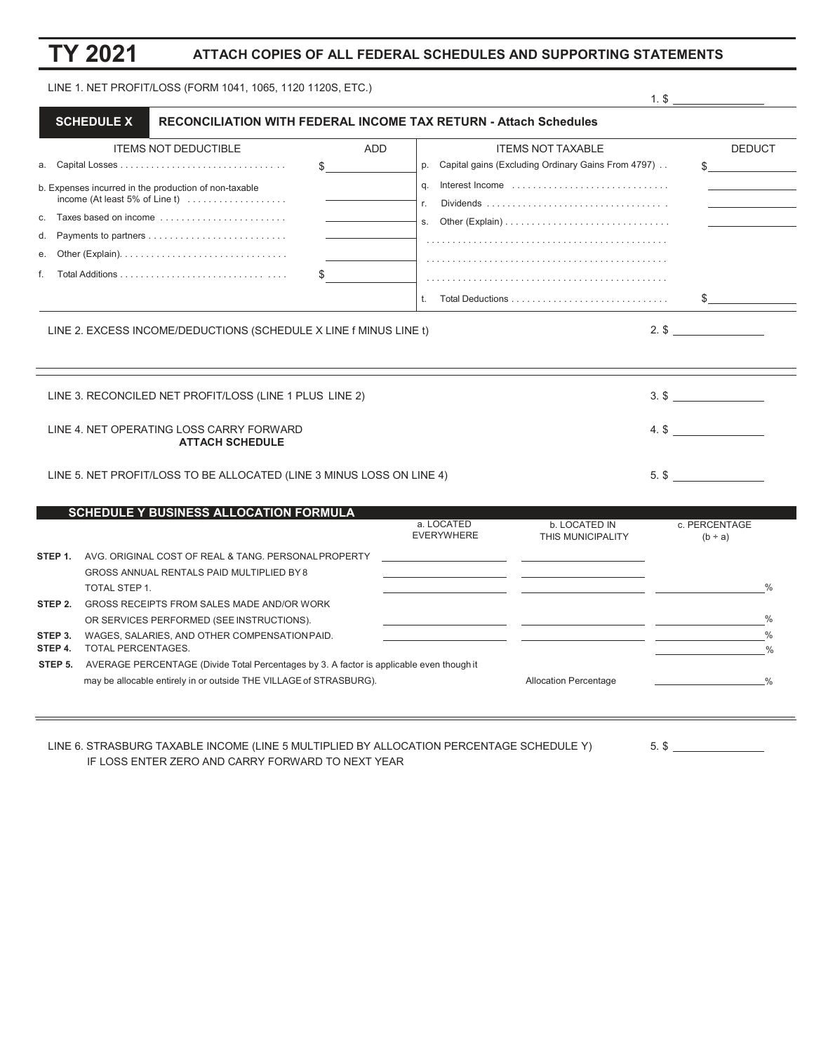# TY 2021 ATTACH COPIES OF ALL FEDERAL SCHEDULES AND SUPPORTING STATEMENTS

LINE 1. NET PROFIT/LOSS (FORM 1041, 1065, 1120 1120S, ETC.) 1. $ ______________

## SCHEDULE X RECONCILIATION WITH FEDERAL INCOME TAX RETURN - Attach Schedules

| ITEMS NOT DEDUCTIBLE | ADD | ITEMS NOT TAXABLE | DEDUCT |
|---|---|---|---|
| a. Capital Losses | $ | p. Capital gains (Excluding Ordinary Gains From 4797) | $ |
| b. Expenses incurred in the production of non-taxable income (At least 5% of Line t) | | q. Interest Income | |
| c. Taxes based on income | | r. Dividends | |
| d. Payments to partners | | s. Other (Explain) | |
| e. Other (Explain). | | | |
| f. Total Additions | $ | | |
| | | t. Total Deductions | $ |

LINE 2. EXCESS INCOME/DEDUCTIONS (SCHEDULE X LINE f MINUS LINE t) 2. $ ______________

LINE 3. RECONCILED NET PROFIT/LOSS (LINE 1 PLUS LINE 2) 3. $ ______________

LINE 4. NET OPERATING LOSS CARRY FORWARD **ATTACH SCHEDULE** 4. $ ______________

LINE 5. NET PROFIT/LOSS TO BE ALLOCATED (LINE 3 MINUS LOSS ON LINE 4) 5. $ ______________

## SCHEDULE Y BUSINESS ALLOCATION FORMULA

| | | a. LOCATED EVERYWHERE | b. LOCATED IN THIS MUNICIPALITY | c. PERCENTAGE (b ÷ a) |
|---|---|---|---|---|
| STEP 1. | AVG. ORIGINAL COST OF REAL & TANG. PERSONAL PROPERTY | | | |
| | GROSS ANNUAL RENTALS PAID MULTIPLIED BY 8 | | | |
| | TOTAL STEP 1. | | | % |
| STEP 2. | GROSS RECEIPTS FROM SALES MADE AND/OR WORK OR SERVICES PERFORMED (SEE INSTRUCTIONS). | | | % |
| STEP 3. | WAGES, SALARIES, AND OTHER COMPENSATION PAID. | | | % |
| STEP 4. | TOTAL PERCENTAGES. | | | % |
| STEP 5. | AVERAGE PERCENTAGE (Divide Total Percentages by 3. A factor is applicable even though it may be allocable entirely in or outside THE VILLAGE of STRASBURG). | | Allocation Percentage | % |

LINE 6. STRASBURG TAXABLE INCOME (LINE 5 MULTIPLIED BY ALLOCATION PERCENTAGE SCHEDULE Y) 5. $ ______________
IF LOSS ENTER ZERO AND CARRY FORWARD TO NEXT YEAR